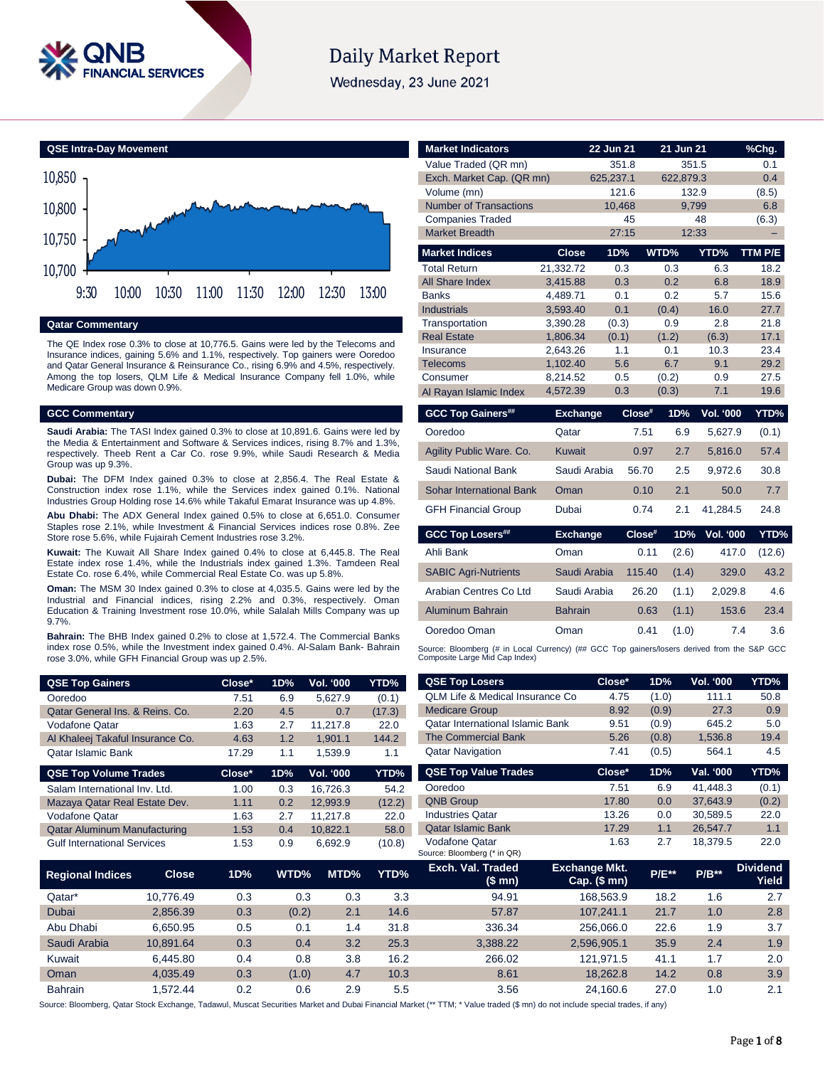# Daily Market Report

Wednesday, 23 June 2021

## QSE Intra-Day Movement

## Qatar Commentary

The QE Index rose 0.3% to close at 10,776.5. Gains were led by the Telecoms and Insurance indices, gaining 5.6% and 1.1%, respectively. Top gainers were Ooredoo and Qatar General Insurance & Reinsurance Co., rising 6.9% and 4.5%, respectively. Among the top losers, QLM Life & Medical Insurance Company fell 1.0%, while Medicare Group was down 0.9%.

## GCC Commentary

**Saudi Arabia:** The TASI Index gained 0.3% to close at 10,891.6. Gains were led by the Media & Entertainment and Software & Services indices, rising 8.7% and 1.3%, respectively. Theeb Rent a Car Co. rose 9.9%, while Saudi Research & Media Group was up 9.3%.

**Dubai:** The DFM Index gained 0.3% to close at 2,856.4. The Real Estate & Construction index rose 1.1%, while the Services index gained 0.1%. National Industries Group Holding rose 14.6% while Takaful Emarat Insurance was up 4.8%.

**Abu Dhabi:** The ADX General Index gained 0.5% to close at 6,651.0. Consumer Staples rose 2.1%, while Investment & Financial Services indices rose 0.8%. Zee Store rose 5.6%, while Fujairah Cement Industries rose 3.2%.

**Kuwait:** The Kuwait All Share Index gained 0.4% to close at 6,445.8. The Real Estate index rose 1.4%, while the Industrials index gained 1.3%. Tamdeen Real Estate Co. rose 6.4%, while Commercial Real Estate Co. was up 5.8%.

**Oman:** The MSM 30 Index gained 0.3% to close at 4,035.5. Gains were led by the Industrial and Financial indices, rising 2.2% and 0.3%, respectively. Oman Education & Training Investment rose 10.0%, while Salalah Mills Company was up 9.7%.

**Bahrain:** The BHB Index gained 0.2% to close at 1,572.4. The Commercial Banks index rose 0.5%, while the Investment index gained 0.4%. Al-Salam Bank- Bahrain rose 3.0%, while GFH Financial Group was up 2.5%.

| Market Indicators | 22 Jun 21 | 21 Jun 21 | %Chg. |
|---|---|---|---|
| Value Traded (QR mn) | 351.8 | 351.5 | 0.1 |
| Exch. Market Cap. (QR mn) | 625,237.1 | 622,879.3 | 0.4 |
| Volume (mn) | 121.6 | 132.9 | (8.5) |
| Number of Transactions | 10,468 | 9,799 | 6.8 |
| Companies Traded | 45 | 48 | (6.3) |
| Market Breadth | 27:15 | 12:33 | – |

| Market Indices | Close | 1D% | WTD% | YTD% | TTM P/E |
|---|---|---|---|---|---|
| Total Return | 21,332.72 | 0.3 | 0.3 | 6.3 | 18.2 |
| All Share Index | 3,415.88 | 0.3 | 0.2 | 6.8 | 18.9 |
| Banks | 4,489.71 | 0.1 | 0.2 | 5.7 | 15.6 |
| Industrials | 3,593.40 | 0.1 | (0.4) | 16.0 | 27.7 |
| Transportation | 3,390.28 | (0.3) | 0.9 | 2.8 | 21.8 |
| Real Estate | 1,806.34 | (0.1) | (1.2) | (6.3) | 17.1 |
| Insurance | 2,643.26 | 1.1 | 0.1 | 10.3 | 23.4 |
| Telecoms | 1,102.40 | 5.6 | 6.7 | 9.1 | 29.2 |
| Consumer | 8,214.52 | 0.5 | (0.2) | 0.9 | 27.5 |
| Al Rayan Islamic Index | 4,572.39 | 0.3 | (0.3) | 7.1 | 19.6 |

| GCC Top Gainers## | Exchange | Close# | 1D% | Vol. '000 | YTD% |
|---|---|---|---|---|---|
| Ooredoo | Qatar | 7.51 | 6.9 | 5,627.9 | (0.1) |
| Agility Public Ware. Co. | Kuwait | 0.97 | 2.7 | 5,816.0 | 57.4 |
| Saudi National Bank | Saudi Arabia | 56.70 | 2.5 | 9,972.6 | 30.8 |
| Sohar International Bank | Oman | 0.10 | 2.1 | 50.0 | 7.7 |
| GFH Financial Group | Dubai | 0.74 | 2.1 | 41,284.5 | 24.8 |

| GCC Top Losers## | Exchange | Close# | 1D% | Vol. '000 | YTD% |
|---|---|---|---|---|---|
| Ahli Bank | Oman | 0.11 | (2.6) | 417.0 | (12.6) |
| SABIC Agri-Nutrients | Saudi Arabia | 115.40 | (1.4) | 329.0 | 43.2 |
| Arabian Centres Co Ltd | Saudi Arabia | 26.20 | (1.1) | 2,029.8 | 4.6 |
| Aluminum Bahrain | Bahrain | 0.63 | (1.1) | 153.6 | 23.4 |
| Ooredoo Oman | Oman | 0.41 | (1.0) | 7.4 | 3.6 |

Source: Bloomberg (# in Local Currency) (## GCC Top gainers/losers derived from the S&P GCC Composite Large Mid Cap Index)

| QSE Top Gainers | Close* | 1D% | Vol. '000 | YTD% |
|---|---|---|---|---|
| Ooredoo | 7.51 | 6.9 | 5,627.9 | (0.1) |
| Qatar General Ins. & Reins. Co. | 2.20 | 4.5 | 0.7 | (17.3) |
| Vodafone Qatar | 1.63 | 2.7 | 11,217.8 | 22.0 |
| Al Khaleej Takaful Insurance Co. | 4.63 | 1.2 | 1,901.1 | 144.2 |
| Qatar Islamic Bank | 17.29 | 1.1 | 1,539.9 | 1.1 |

| QSE Top Volume Trades | Close* | 1D% | Vol. '000 | YTD% |
|---|---|---|---|---|
| Salam International Inv. Ltd. | 1.00 | 0.3 | 16,726.3 | 54.2 |
| Mazaya Qatar Real Estate Dev. | 1.11 | 0.2 | 12,993.9 | (12.2) |
| Vodafone Qatar | 1.63 | 2.7 | 11,217.8 | 22.0 |
| Qatar Aluminum Manufacturing | 1.53 | 0.4 | 10,822.1 | 58.0 |
| Gulf International Services | 1.53 | 0.9 | 6,692.9 | (10.8) |

| QSE Top Losers | Close* | 1D% | Vol. '000 | YTD% |
|---|---|---|---|---|
| QLM Life & Medical Insurance Co | 4.75 | (1.0) | 111.1 | 50.8 |
| Medicare Group | 8.92 | (0.9) | 27.3 | 0.9 |
| Qatar International Islamic Bank | 9.51 | (0.9) | 645.2 | 5.0 |
| The Commercial Bank | 5.26 | (0.8) | 1,536.8 | 19.4 |
| Qatar Navigation | 7.41 | (0.5) | 564.1 | 4.5 |

| QSE Top Value Trades | Close* | 1D% | Val. '000 | YTD% |
|---|---|---|---|---|
| Ooredoo | 7.51 | 6.9 | 41,448.3 | (0.1) |
| QNB Group | 17.80 | 0.0 | 37,643.9 | (0.2) |
| Industries Qatar | 13.26 | 0.0 | 30,589.5 | 22.0 |
| Qatar Islamic Bank | 17.29 | 1.1 | 26,547.7 | 1.1 |
| Vodafone Qatar | 1.63 | 2.7 | 18,379.5 | 22.0 |

Source: Bloomberg (* in QR)

| Regional Indices | Close | 1D% | WTD% | MTD% | YTD% | Exch. Val. Traded ($ mn) | Exchange Mkt. Cap. ($ mn) | P/E** | P/B** | Dividend Yield |
|---|---|---|---|---|---|---|---|---|---|---|
| Qatar* | 10,776.49 | 0.3 | 0.3 | 0.3 | 3.3 | 94.91 | 168,563.9 | 18.2 | 1.6 | 2.7 |
| Dubai | 2,856.39 | 0.3 | (0.2) | 2.1 | 14.6 | 57.87 | 107,241.1 | 21.7 | 1.0 | 2.8 |
| Abu Dhabi | 6,650.95 | 0.5 | 0.1 | 1.4 | 31.8 | 336.34 | 256,066.0 | 22.6 | 1.9 | 3.7 |
| Saudi Arabia | 10,891.64 | 0.3 | 0.4 | 3.2 | 25.3 | 3,388.22 | 2,596,905.1 | 35.9 | 2.4 | 1.9 |
| Kuwait | 6,445.80 | 0.4 | 0.8 | 3.8 | 16.2 | 266.02 | 121,971.5 | 41.1 | 1.7 | 2.0 |
| Oman | 4,035.49 | 0.3 | (1.0) | 4.7 | 10.3 | 8.61 | 18,262.8 | 14.2 | 0.8 | 3.9 |
| Bahrain | 1,572.44 | 0.2 | 0.6 | 2.9 | 5.5 | 3.56 | 24,160.6 | 27.0 | 1.0 | 2.1 |

Source: Bloomberg, Qatar Stock Exchange, Tadawul, Muscat Securities Market and Dubai Financial Market (** TTM; * Value traded ($ mn) do not include special trades, if any)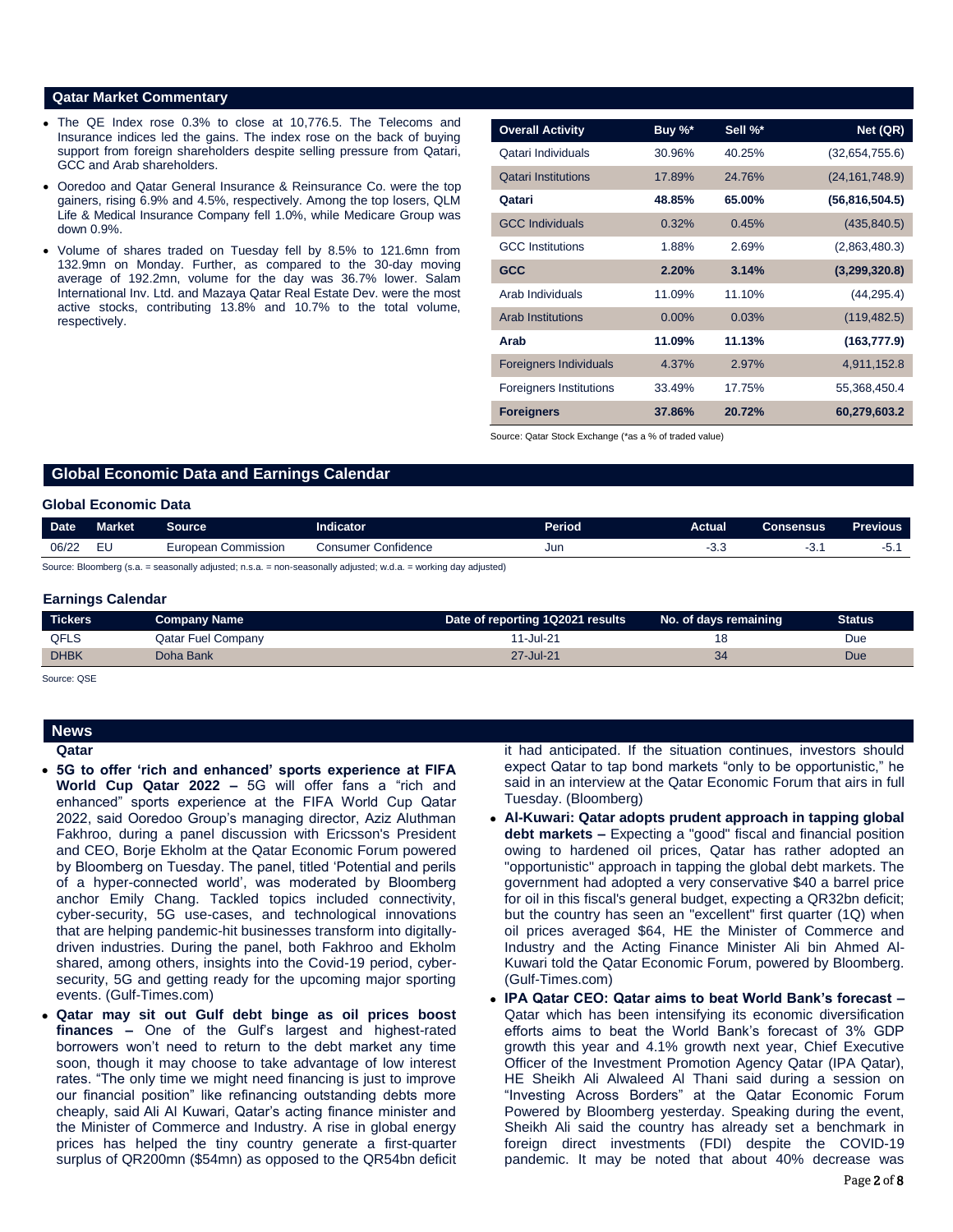## Qatar Market Commentary

- The QE Index rose 0.3% to close at 10,776.5. The Telecoms and Insurance indices led the gains. The index rose on the back of buying support from foreign shareholders despite selling pressure from Qatari, GCC and Arab shareholders.
- Ooredoo and Qatar General Insurance & Reinsurance Co. were the top gainers, rising 6.9% and 4.5%, respectively. Among the top losers, QLM Life & Medical Insurance Company fell 1.0%, while Medicare Group was down 0.9%.
- Volume of shares traded on Tuesday fell by 8.5% to 121.6mn from 132.9mn on Monday. Further, as compared to the 30-day moving average of 192.2mn, volume for the day was 36.7% lower. Salam International Inv. Ltd. and Mazaya Qatar Real Estate Dev. were the most active stocks, contributing 13.8% and 10.7% to the total volume, respectively.

| Overall Activity | Buy %* | Sell %* | Net (QR) |
|---|---|---|---|
| Qatari Individuals | 30.96% | 40.25% | (32,654,755.6) |
| Qatari Institutions | 17.89% | 24.76% | (24,161,748.9) |
| **Qatari** | **48.85%** | **65.00%** | **(56,816,504.5)** |
| GCC Individuals | 0.32% | 0.45% | (435,840.5) |
| GCC Institutions | 1.88% | 2.69% | (2,863,480.3) |
| **GCC** | **2.20%** | **3.14%** | **(3,299,320.8)** |
| Arab Individuals | 11.09% | 11.10% | (44,295.4) |
| Arab Institutions | 0.00% | 0.03% | (119,482.5) |
| **Arab** | **11.09%** | **11.13%** | **(163,777.9)** |
| Foreigners Individuals | 4.37% | 2.97% | 4,911,152.8 |
| Foreigners Institutions | 33.49% | 17.75% | 55,368,450.4 |
| **Foreigners** | **37.86%** | **20.72%** | **60,279,603.2** |

Source: Qatar Stock Exchange (*as a % of traded value)

## Global Economic Data and Earnings Calendar

### Global Economic Data

| Date | Market | Source | Indicator | Period | Actual | Consensus | Previous |
|---|---|---|---|---|---|---|---|
| 06/22 | EU | European Commission | Consumer Confidence | Jun | -3.3 | -3.1 | -5.1 |

Source: Bloomberg (s.a. = seasonally adjusted; n.s.a. = non-seasonally adjusted; w.d.a. = working day adjusted)

### Earnings Calendar

| Tickers | Company Name | Date of reporting 1Q2021 results | No. of days remaining | Status |
|---|---|---|---|---|
| QFLS | Qatar Fuel Company | 11-Jul-21 | 18 | Due |
| DHBK | Doha Bank | 27-Jul-21 | 34 | Due |

Source: QSE

## News

### Qatar

- **5G to offer 'rich and enhanced' sports experience at FIFA World Cup Qatar 2022 –** 5G will offer fans a "rich and enhanced" sports experience at the FIFA World Cup Qatar 2022, said Ooredoo Group's managing director, Aziz Aluthman Fakhroo, during a panel discussion with Ericsson's President and CEO, Borje Ekholm at the Qatar Economic Forum powered by Bloomberg on Tuesday. The panel, titled 'Potential and perils of a hyper-connected world', was moderated by Bloomberg anchor Emily Chang. Tackled topics included connectivity, cyber-security, 5G use-cases, and technological innovations that are helping pandemic-hit businesses transform into digitally-driven industries. During the panel, both Fakhroo and Ekholm shared, among others, insights into the Covid-19 period, cyber-security, 5G and getting ready for the upcoming major sporting events. (Gulf-Times.com)
- **Qatar may sit out Gulf debt binge as oil prices boost finances –** One of the Gulf's largest and highest-rated borrowers won't need to return to the debt market any time soon, though it may choose to take advantage of low interest rates. "The only time we might need financing is just to improve our financial position" like refinancing outstanding debts more cheaply, said Ali Al Kuwari, Qatar's acting finance minister and the Minister of Commerce and Industry. A rise in global energy prices has helped the tiny country generate a first-quarter surplus of QR200mn ($54mn) as opposed to the QR54bn deficit it had anticipated. If the situation continues, investors should expect Qatar to tap bond markets "only to be opportunistic," he said in an interview at the Qatar Economic Forum that airs in full Tuesday. (Bloomberg)
- **Al-Kuwari: Qatar adopts prudent approach in tapping global debt markets –** Expecting a "good" fiscal and financial position owing to hardened oil prices, Qatar has rather adopted an "opportunistic" approach in tapping the global debt markets. The government had adopted a very conservative $40 a barrel price for oil in this fiscal's general budget, expecting a QR32bn deficit; but the country has seen an "excellent" first quarter (1Q) when oil prices averaged $64, HE the Minister of Commerce and Industry and the Acting Finance Minister Ali bin Ahmed Al-Kuwari told the Qatar Economic Forum, powered by Bloomberg. (Gulf-Times.com)
- **IPA Qatar CEO: Qatar aims to beat World Bank's forecast –** Qatar which has been intensifying its economic diversification efforts aims to beat the World Bank's forecast of 3% GDP growth this year and 4.1% growth next year, Chief Executive Officer of the Investment Promotion Agency Qatar (IPA Qatar), HE Sheikh Ali Alwaleed Al Thani said during a session on "Investing Across Borders" at the Qatar Economic Forum Powered by Bloomberg yesterday. Speaking during the event, Sheikh Ali said the country has already set a benchmark in foreign direct investments (FDI) despite the COVID-19 pandemic. It may be noted that about 40% decrease was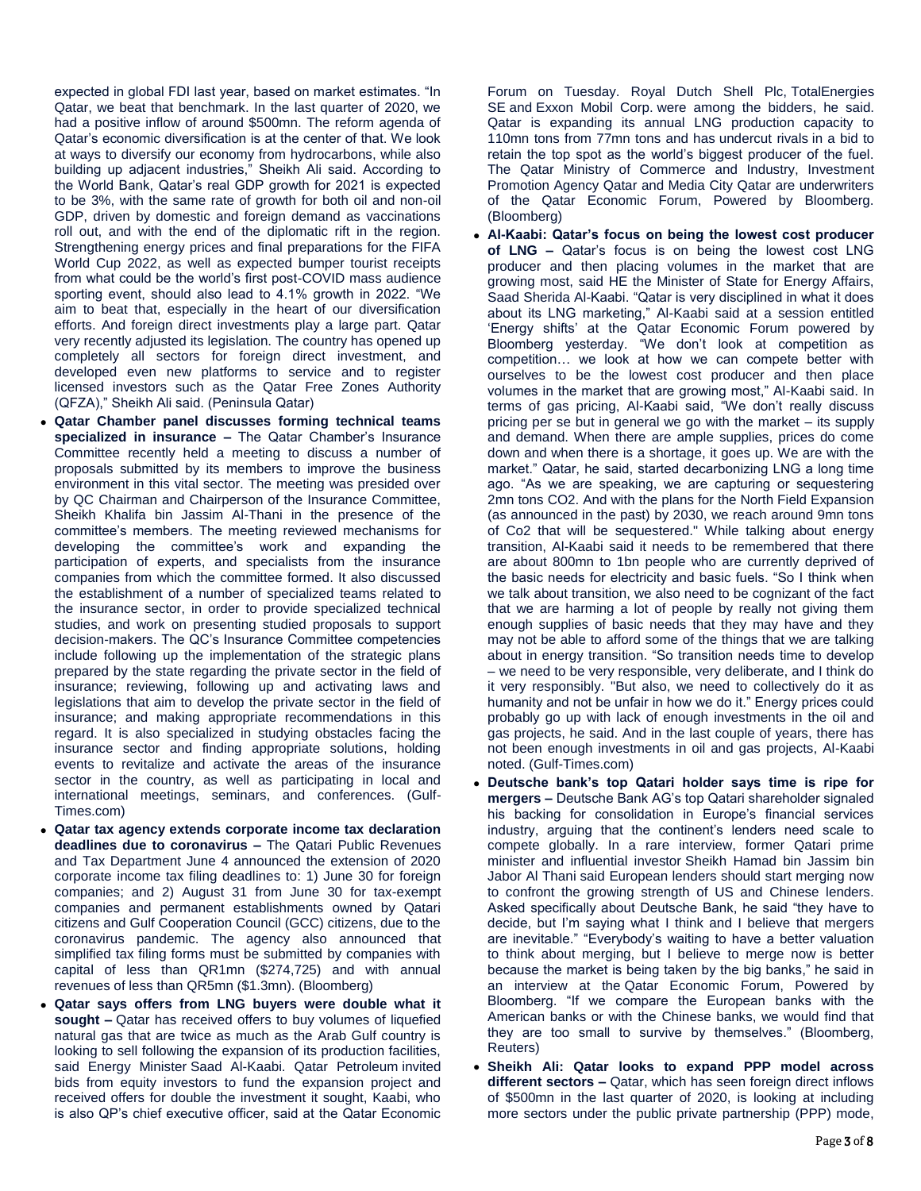expected in global FDI last year, based on market estimates. "In Qatar, we beat that benchmark. In the last quarter of 2020, we had a positive inflow of around $500mn. The reform agenda of Qatar's economic diversification is at the center of that. We look at ways to diversify our economy from hydrocarbons, while also building up adjacent industries," Sheikh Ali said. According to the World Bank, Qatar's real GDP growth for 2021 is expected to be 3%, with the same rate of growth for both oil and non-oil GDP, driven by domestic and foreign demand as vaccinations roll out, and with the end of the diplomatic rift in the region. Strengthening energy prices and final preparations for the FIFA World Cup 2022, as well as expected bumper tourist receipts from what could be the world's first post-COVID mass audience sporting event, should also lead to 4.1% growth in 2022. "We aim to beat that, especially in the heart of our diversification efforts. And foreign direct investments play a large part. Qatar very recently adjusted its legislation. The country has opened up completely all sectors for foreign direct investment, and developed even new platforms to service and to register licensed investors such as the Qatar Free Zones Authority (QFZA)," Sheikh Ali said. (Peninsula Qatar)

- **Qatar Chamber panel discusses forming technical teams specialized in insurance –** The Qatar Chamber's Insurance Committee recently held a meeting to discuss a number of proposals submitted by its members to improve the business environment in this vital sector. The meeting was presided over by QC Chairman and Chairperson of the Insurance Committee, Sheikh Khalifa bin Jassim Al-Thani in the presence of the committee's members. The meeting reviewed mechanisms for developing the committee's work and expanding the participation of experts, and specialists from the insurance companies from which the committee formed. It also discussed the establishment of a number of specialized teams related to the insurance sector, in order to provide specialized technical studies, and work on presenting studied proposals to support decision-makers. The QC's Insurance Committee competencies include following up the implementation of the strategic plans prepared by the state regarding the private sector in the field of insurance; reviewing, following up and activating laws and legislations that aim to develop the private sector in the field of insurance; and making appropriate recommendations in this regard. It is also specialized in studying obstacles facing the insurance sector and finding appropriate solutions, holding events to revitalize and activate the areas of the insurance sector in the country, as well as participating in local and international meetings, seminars, and conferences. (Gulf-Times.com)
- **Qatar tax agency extends corporate income tax declaration deadlines due to coronavirus –** The Qatari Public Revenues and Tax Department June 4 announced the extension of 2020 corporate income tax filing deadlines to: 1) June 30 for foreign companies; and 2) August 31 from June 30 for tax-exempt companies and permanent establishments owned by Qatari citizens and Gulf Cooperation Council (GCC) citizens, due to the coronavirus pandemic. The agency also announced that simplified tax filing forms must be submitted by companies with capital of less than QR1mn ($274,725) and with annual revenues of less than QR5mn ($1.3mn). (Bloomberg)
- **Qatar says offers from LNG buyers were double what it sought –** Qatar has received offers to buy volumes of liquefied natural gas that are twice as much as the Arab Gulf country is looking to sell following the expansion of its production facilities, said Energy Minister Saad Al-Kaabi. Qatar Petroleum invited bids from equity investors to fund the expansion project and received offers for double the investment it sought, Kaabi, who is also QP's chief executive officer, said at the Qatar Economic Forum on Tuesday. Royal Dutch Shell Plc, TotalEnergies SE and Exxon Mobil Corp. were among the bidders, he said. Qatar is expanding its annual LNG production capacity to 110mn tons from 77mn tons and has undercut rivals in a bid to retain the top spot as the world's biggest producer of the fuel. The Qatar Ministry of Commerce and Industry, Investment Promotion Agency Qatar and Media City Qatar are underwriters of the Qatar Economic Forum, Powered by Bloomberg. (Bloomberg)
- **Al-Kaabi: Qatar's focus on being the lowest cost producer of LNG –** Qatar's focus is on being the lowest cost LNG producer and then placing volumes in the market that are growing most, said HE the Minister of State for Energy Affairs, Saad Sherida Al-Kaabi. "Qatar is very disciplined in what it does about its LNG marketing," Al-Kaabi said at a session entitled 'Energy shifts' at the Qatar Economic Forum powered by Bloomberg yesterday. "We don't look at competition as competition… we look at how we can compete better with ourselves to be the lowest cost producer and then place volumes in the market that are growing most," Al-Kaabi said. In terms of gas pricing, Al-Kaabi said, "We don't really discuss pricing per se but in general we go with the market – its supply and demand. When there are ample supplies, prices do come down and when there is a shortage, it goes up. We are with the market." Qatar, he said, started decarbonizing LNG a long time ago. "As we are speaking, we are capturing or sequestering 2mn tons CO2. And with the plans for the North Field Expansion (as announced in the past) by 2030, we reach around 9mn tons of Co2 that will be sequestered." While talking about energy transition, Al-Kaabi said it needs to be remembered that there are about 800mn to 1bn people who are currently deprived of the basic needs for electricity and basic fuels. "So I think when we talk about transition, we also need to be cognizant of the fact that we are harming a lot of people by really not giving them enough supplies of basic needs that they may have and they may not be able to afford some of the things that we are talking about in energy transition. "So transition needs time to develop – we need to be very responsible, very deliberate, and I think do it very responsibly. "But also, we need to collectively do it as humanity and not be unfair in how we do it." Energy prices could probably go up with lack of enough investments in the oil and gas projects, he said. And in the last couple of years, there has not been enough investments in oil and gas projects, Al-Kaabi noted. (Gulf-Times.com)
- **Deutsche bank's top Qatari holder says time is ripe for mergers –** Deutsche Bank AG's top Qatari shareholder signaled his backing for consolidation in Europe's financial services industry, arguing that the continent's lenders need scale to compete globally. In a rare interview, former Qatari prime minister and influential investor Sheikh Hamad bin Jassim bin Jabor Al Thani said European lenders should start merging now to confront the growing strength of US and Chinese lenders. Asked specifically about Deutsche Bank, he said "they have to decide, but I'm saying what I think and I believe that mergers are inevitable." "Everybody's waiting to have a better valuation to think about merging, but I believe to merge now is better because the market is being taken by the big banks," he said in an interview at the Qatar Economic Forum, Powered by Bloomberg. "If we compare the European banks with the American banks or with the Chinese banks, we would find that they are too small to survive by themselves." (Bloomberg, Reuters)
- **Sheikh Ali: Qatar looks to expand PPP model across different sectors –** Qatar, which has seen foreign direct inflows of $500mn in the last quarter of 2020, is looking at including more sectors under the public private partnership (PPP) mode,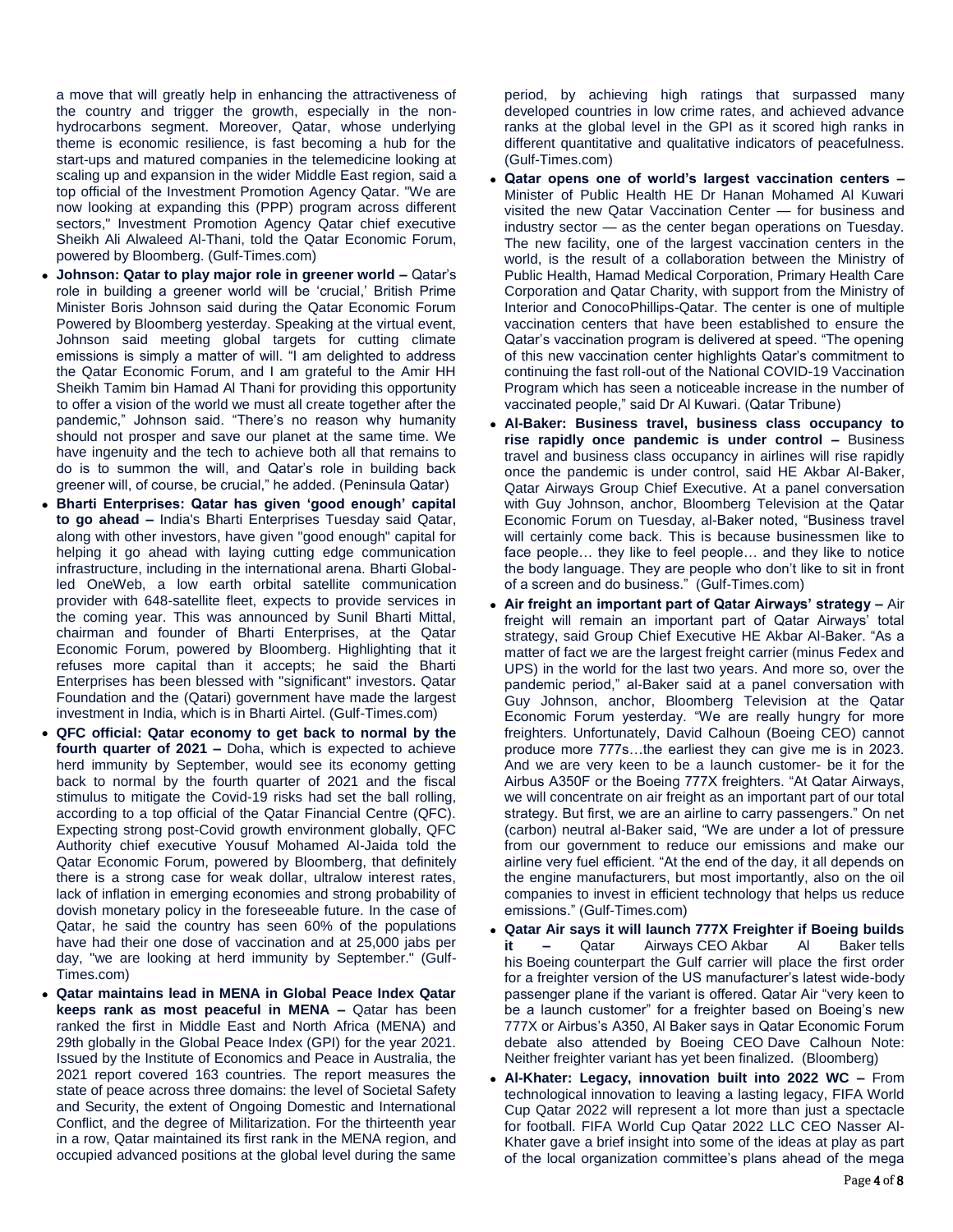a move that will greatly help in enhancing the attractiveness of the country and trigger the growth, especially in the non-hydrocarbons segment. Moreover, Qatar, whose underlying theme is economic resilience, is fast becoming a hub for the start-ups and matured companies in the telemedicine looking at scaling up and expansion in the wider Middle East region, said a top official of the Investment Promotion Agency Qatar. "We are now looking at expanding this (PPP) program across different sectors," Investment Promotion Agency Qatar chief executive Sheikh Ali Alwaleed Al-Thani, told the Qatar Economic Forum, powered by Bloomberg. (Gulf-Times.com)

- **Johnson: Qatar to play major role in greener world –** Qatar's role in building a greener world will be 'crucial,' British Prime Minister Boris Johnson said during the Qatar Economic Forum Powered by Bloomberg yesterday. Speaking at the virtual event, Johnson said meeting global targets for cutting climate emissions is simply a matter of will. "I am delighted to address the Qatar Economic Forum, and I am grateful to the Amir HH Sheikh Tamim bin Hamad Al Thani for providing this opportunity to offer a vision of the world we must all create together after the pandemic," Johnson said. "There's no reason why humanity should not prosper and save our planet at the same time. We have ingenuity and the tech to achieve both all that remains to do is to summon the will, and Qatar's role in building back greener will, of course, be crucial," he added. (Peninsula Qatar)
- **Bharti Enterprises: Qatar has given 'good enough' capital to go ahead –** India's Bharti Enterprises Tuesday said Qatar, along with other investors, have given "good enough" capital for helping it go ahead with laying cutting edge communication infrastructure, including in the international arena. Bharti Global-led OneWeb, a low earth orbital satellite communication provider with 648-satellite fleet, expects to provide services in the coming year. This was announced by Sunil Bharti Mittal, chairman and founder of Bharti Enterprises, at the Qatar Economic Forum, powered by Bloomberg. Highlighting that it refuses more capital than it accepts; he said the Bharti Enterprises has been blessed with "significant" investors. Qatar Foundation and the (Qatari) government have made the largest investment in India, which is in Bharti Airtel. (Gulf-Times.com)
- **QFC official: Qatar economy to get back to normal by the fourth quarter of 2021 –** Doha, which is expected to achieve herd immunity by September, would see its economy getting back to normal by the fourth quarter of 2021 and the fiscal stimulus to mitigate the Covid-19 risks had set the ball rolling, according to a top official of the Qatar Financial Centre (QFC). Expecting strong post-Covid growth environment globally, QFC Authority chief executive Yousuf Mohamed Al-Jaida told the Qatar Economic Forum, powered by Bloomberg, that definitely there is a strong case for weak dollar, ultralow interest rates, lack of inflation in emerging economies and strong probability of dovish monetary policy in the foreseeable future. In the case of Qatar, he said the country has seen 60% of the populations have had their one dose of vaccination and at 25,000 jabs per day, "we are looking at herd immunity by September." (Gulf-Times.com)
- **Qatar maintains lead in MENA in Global Peace Index Qatar keeps rank as most peaceful in MENA –** Qatar has been ranked the first in Middle East and North Africa (MENA) and 29th globally in the Global Peace Index (GPI) for the year 2021. Issued by the Institute of Economics and Peace in Australia, the 2021 report covered 163 countries. The report measures the state of peace across three domains: the level of Societal Safety and Security, the extent of Ongoing Domestic and International Conflict, and the degree of Militarization. For the thirteenth year in a row, Qatar maintained its first rank in the MENA region, and occupied advanced positions at the global level during the same period, by achieving high ratings that surpassed many developed countries in low crime rates, and achieved advance ranks at the global level in the GPI as it scored high ranks in different quantitative and qualitative indicators of peacefulness. (Gulf-Times.com)
- **Qatar opens one of world's largest vaccination centers –** Minister of Public Health HE Dr Hanan Mohamed Al Kuwari visited the new Qatar Vaccination Center — for business and industry sector — as the center began operations on Tuesday. The new facility, one of the largest vaccination centers in the world, is the result of a collaboration between the Ministry of Public Health, Hamad Medical Corporation, Primary Health Care Corporation and Qatar Charity, with support from the Ministry of Interior and ConocoPhillips-Qatar. The center is one of multiple vaccination centers that have been established to ensure the Qatar's vaccination program is delivered at speed. "The opening of this new vaccination center highlights Qatar's commitment to continuing the fast roll-out of the National COVID-19 Vaccination Program which has seen a noticeable increase in the number of vaccinated people," said Dr Al Kuwari. (Qatar Tribune)
- **Al-Baker: Business travel, business class occupancy to rise rapidly once pandemic is under control –** Business travel and business class occupancy in airlines will rise rapidly once the pandemic is under control, said HE Akbar Al-Baker, Qatar Airways Group Chief Executive. At a panel conversation with Guy Johnson, anchor, Bloomberg Television at the Qatar Economic Forum on Tuesday, al-Baker noted, "Business travel will certainly come back. This is because businessmen like to face people… they like to feel people… and they like to notice the body language. They are people who don't like to sit in front of a screen and do business." (Gulf-Times.com)
- **Air freight an important part of Qatar Airways' strategy –** Air freight will remain an important part of Qatar Airways' total strategy, said Group Chief Executive HE Akbar Al-Baker. "As a matter of fact we are the largest freight carrier (minus Fedex and UPS) in the world for the last two years. And more so, over the pandemic period," al-Baker said at a panel conversation with Guy Johnson, anchor, Bloomberg Television at the Qatar Economic Forum yesterday. "We are really hungry for more freighters. Unfortunately, David Calhoun (Boeing CEO) cannot produce more 777s…the earliest they can give me is in 2023. And we are very keen to be a launch customer- be it for the Airbus A350F or the Boeing 777X freighters. "At Qatar Airways, we will concentrate on air freight as an important part of our total strategy. But first, we are an airline to carry passengers." On net (carbon) neutral al-Baker said, "We are under a lot of pressure from our government to reduce our emissions and make our airline very fuel efficient. "At the end of the day, it all depends on the engine manufacturers, but most importantly, also on the oil companies to invest in efficient technology that helps us reduce emissions." (Gulf-Times.com)
- **Qatar Air says it will launch 777X Freighter if Boeing builds it –** Qatar Airways CEO Akbar Al Baker tells his Boeing counterpart the Gulf carrier will place the first order for a freighter version of the US manufacturer's latest wide-body passenger plane if the variant is offered. Qatar Air "very keen to be a launch customer" for a freighter based on Boeing's new 777X or Airbus's A350, Al Baker says in Qatar Economic Forum debate also attended by Boeing CEO Dave Calhoun Note: Neither freighter variant has yet been finalized. (Bloomberg)
- **Al-Khater: Legacy, innovation built into 2022 WC –** From technological innovation to leaving a lasting legacy, FIFA World Cup Qatar 2022 will represent a lot more than just a spectacle for football. FIFA World Cup Qatar 2022 LLC CEO Nasser Al-Khater gave a brief insight into some of the ideas at play as part of the local organization committee's plans ahead of the mega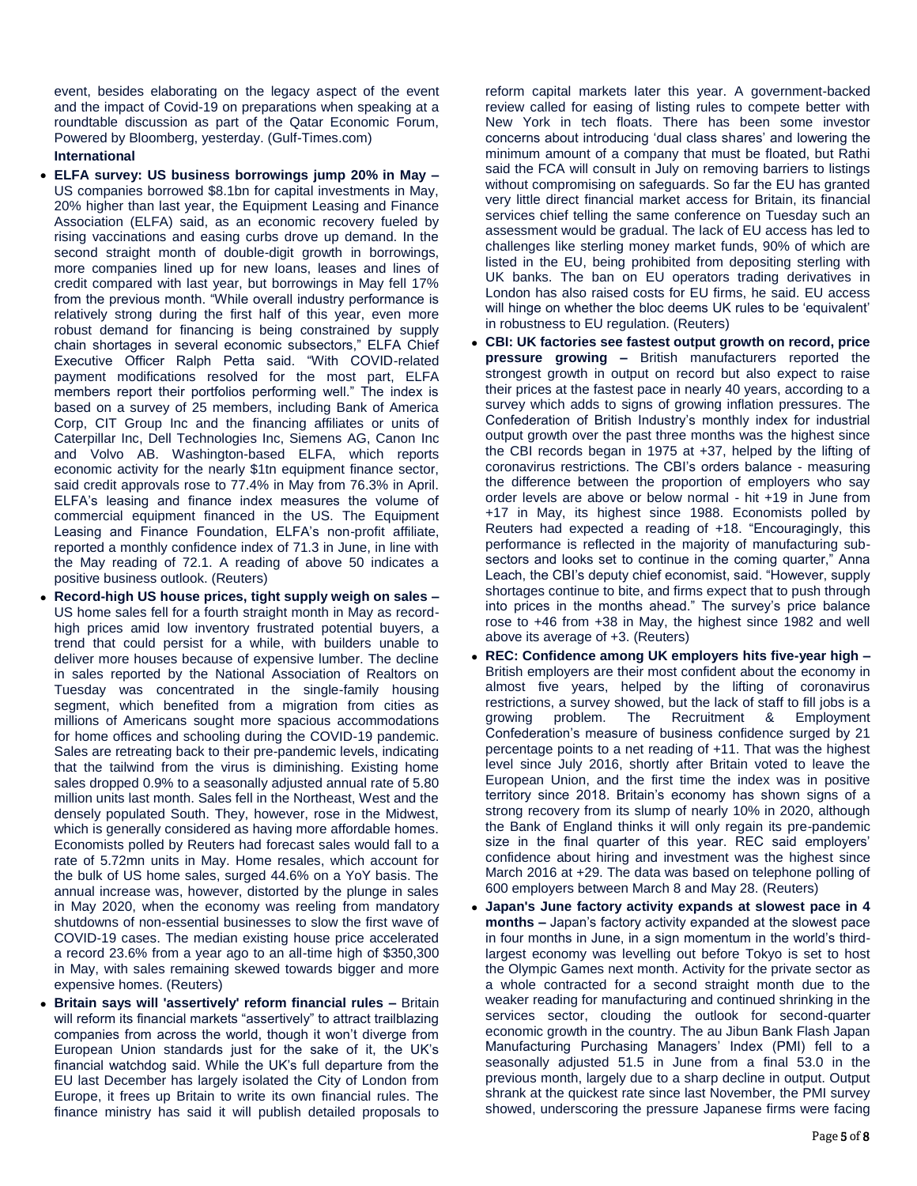event, besides elaborating on the legacy aspect of the event and the impact of Covid-19 on preparations when speaking at a roundtable discussion as part of the Qatar Economic Forum, Powered by Bloomberg, yesterday. (Gulf-Times.com)

**International**

- **ELFA survey: US business borrowings jump 20% in May –** US companies borrowed $8.1bn for capital investments in May, 20% higher than last year, the Equipment Leasing and Finance Association (ELFA) said, as an economic recovery fueled by rising vaccinations and easing curbs drove up demand. In the second straight month of double-digit growth in borrowings, more companies lined up for new loans, leases and lines of credit compared with last year, but borrowings in May fell 17% from the previous month. "While overall industry performance is relatively strong during the first half of this year, even more robust demand for financing is being constrained by supply chain shortages in several economic subsectors," ELFA Chief Executive Officer Ralph Petta said. "With COVID-related payment modifications resolved for the most part, ELFA members report their portfolios performing well." The index is based on a survey of 25 members, including Bank of America Corp, CIT Group Inc and the financing affiliates or units of Caterpillar Inc, Dell Technologies Inc, Siemens AG, Canon Inc and Volvo AB. Washington-based ELFA, which reports economic activity for the nearly $1tn equipment finance sector, said credit approvals rose to 77.4% in May from 76.3% in April. ELFA's leasing and finance index measures the volume of commercial equipment financed in the US. The Equipment Leasing and Finance Foundation, ELFA's non-profit affiliate, reported a monthly confidence index of 71.3 in June, in line with the May reading of 72.1. A reading of above 50 indicates a positive business outlook. (Reuters)
- **Record-high US house prices, tight supply weigh on sales –** US home sales fell for a fourth straight month in May as record-high prices amid low inventory frustrated potential buyers, a trend that could persist for a while, with builders unable to deliver more houses because of expensive lumber. The decline in sales reported by the National Association of Realtors on Tuesday was concentrated in the single-family housing segment, which benefited from a migration from cities as millions of Americans sought more spacious accommodations for home offices and schooling during the COVID-19 pandemic. Sales are retreating back to their pre-pandemic levels, indicating that the tailwind from the virus is diminishing. Existing home sales dropped 0.9% to a seasonally adjusted annual rate of 5.80 million units last month. Sales fell in the Northeast, West and the densely populated South. They, however, rose in the Midwest, which is generally considered as having more affordable homes. Economists polled by Reuters had forecast sales would fall to a rate of 5.72mn units in May. Home resales, which account for the bulk of US home sales, surged 44.6% on a YoY basis. The annual increase was, however, distorted by the plunge in sales in May 2020, when the economy was reeling from mandatory shutdowns of non-essential businesses to slow the first wave of COVID-19 cases. The median existing house price accelerated a record 23.6% from a year ago to an all-time high of $350,300 in May, with sales remaining skewed towards bigger and more expensive homes. (Reuters)
- **Britain says will 'assertively' reform financial rules –** Britain will reform its financial markets "assertively" to attract trailblazing companies from across the world, though it won't diverge from European Union standards just for the sake of it, the UK's financial watchdog said. While the UK's full departure from the EU last December has largely isolated the City of London from Europe, it frees up Britain to write its own financial rules. The finance ministry has said it will publish detailed proposals to reform capital markets later this year. A government-backed review called for easing of listing rules to compete better with New York in tech floats. There has been some investor concerns about introducing 'dual class shares' and lowering the minimum amount of a company that must be floated, but Rathi said the FCA will consult in July on removing barriers to listings without compromising on safeguards. So far the EU has granted very little direct financial market access for Britain, its financial services chief telling the same conference on Tuesday such an assessment would be gradual. The lack of EU access has led to challenges like sterling money market funds, 90% of which are listed in the EU, being prohibited from depositing sterling with UK banks. The ban on EU operators trading derivatives in London has also raised costs for EU firms, he said. EU access will hinge on whether the bloc deems UK rules to be 'equivalent' in robustness to EU regulation. (Reuters)
- **CBI: UK factories see fastest output growth on record, price pressure growing –** British manufacturers reported the strongest growth in output on record but also expect to raise their prices at the fastest pace in nearly 40 years, according to a survey which adds to signs of growing inflation pressures. The Confederation of British Industry's monthly index for industrial output growth over the past three months was the highest since the CBI records began in 1975 at +37, helped by the lifting of coronavirus restrictions. The CBI's orders balance - measuring the difference between the proportion of employers who say order levels are above or below normal - hit +19 in June from +17 in May, its highest since 1988. Economists polled by Reuters had expected a reading of +18. "Encouragingly, this performance is reflected in the majority of manufacturing sub-sectors and looks set to continue in the coming quarter," Anna Leach, the CBI's deputy chief economist, said. "However, supply shortages continue to bite, and firms expect that to push through into prices in the months ahead." The survey's price balance rose to +46 from +38 in May, the highest since 1982 and well above its average of +3. (Reuters)
- **REC: Confidence among UK employers hits five-year high –** British employers are their most confident about the economy in almost five years, helped by the lifting of coronavirus restrictions, a survey showed, but the lack of staff to fill jobs is a growing problem. The Recruitment & Employment Confederation's measure of business confidence surged by 21 percentage points to a net reading of +11. That was the highest level since July 2016, shortly after Britain voted to leave the European Union, and the first time the index was in positive territory since 2018. Britain's economy has shown signs of a strong recovery from its slump of nearly 10% in 2020, although the Bank of England thinks it will only regain its pre-pandemic size in the final quarter of this year. REC said employers' confidence about hiring and investment was the highest since March 2016 at +29. The data was based on telephone polling of 600 employers between March 8 and May 28. (Reuters)
- **Japan's June factory activity expands at slowest pace in 4 months –** Japan's factory activity expanded at the slowest pace in four months in June, in a sign momentum in the world's third-largest economy was levelling out before Tokyo is set to host the Olympic Games next month. Activity for the private sector as a whole contracted for a second straight month due to the weaker reading for manufacturing and continued shrinking in the services sector, clouding the outlook for second-quarter economic growth in the country. The au Jibun Bank Flash Japan Manufacturing Purchasing Managers' Index (PMI) fell to a seasonally adjusted 51.5 in June from a final 53.0 in the previous month, largely due to a sharp decline in output. Output shrank at the quickest rate since last November, the PMI survey showed, underscoring the pressure Japanese firms were facing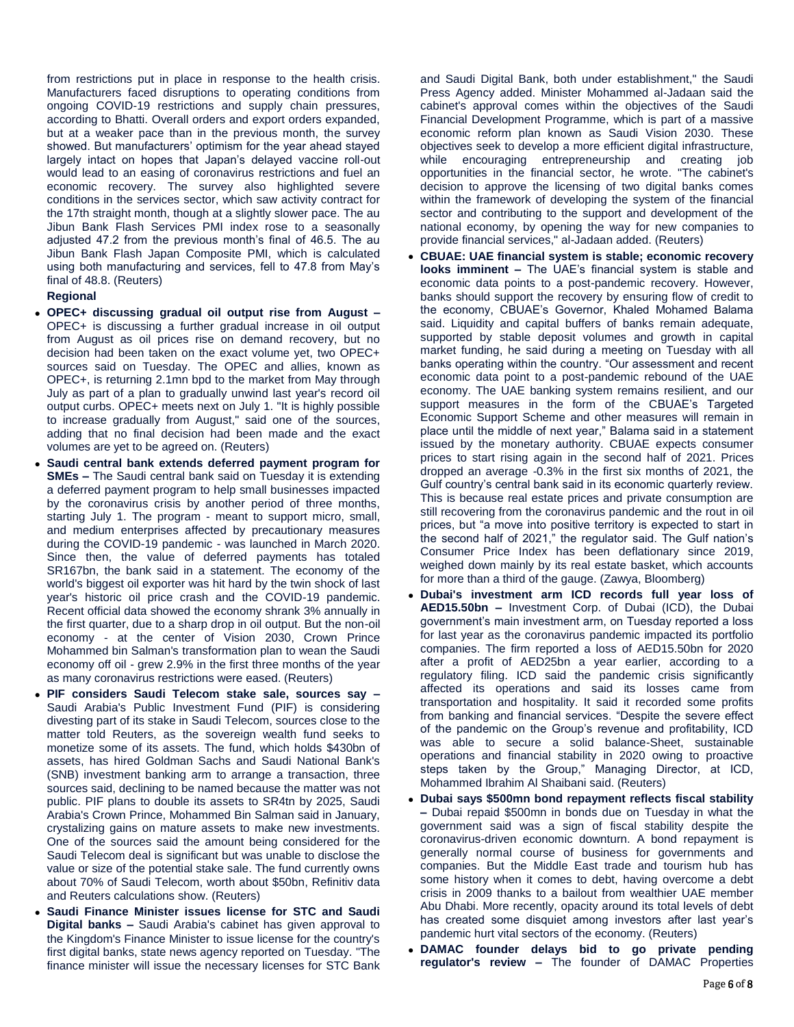from restrictions put in place in response to the health crisis. Manufacturers faced disruptions to operating conditions from ongoing COVID-19 restrictions and supply chain pressures, according to Bhatti. Overall orders and export orders expanded, but at a weaker pace than in the previous month, the survey showed. But manufacturers' optimism for the year ahead stayed largely intact on hopes that Japan's delayed vaccine roll-out would lead to an easing of coronavirus restrictions and fuel an economic recovery. The survey also highlighted severe conditions in the services sector, which saw activity contract for the 17th straight month, though at a slightly slower pace. The au Jibun Bank Flash Services PMI index rose to a seasonally adjusted 47.2 from the previous month's final of 46.5. The au Jibun Bank Flash Japan Composite PMI, which is calculated using both manufacturing and services, fell to 47.8 from May's final of 48.8. (Reuters)

**Regional**

- **OPEC+ discussing gradual oil output rise from August –** OPEC+ is discussing a further gradual increase in oil output from August as oil prices rise on demand recovery, but no decision had been taken on the exact volume yet, two OPEC+ sources said on Tuesday. The OPEC and allies, known as OPEC+, is returning 2.1mn bpd to the market from May through July as part of a plan to gradually unwind last year's record oil output curbs. OPEC+ meets next on July 1. "It is highly possible to increase gradually from August," said one of the sources, adding that no final decision had been made and the exact volumes are yet to be agreed on. (Reuters)
- **Saudi central bank extends deferred payment program for SMEs –** The Saudi central bank said on Tuesday it is extending a deferred payment program to help small businesses impacted by the coronavirus crisis by another period of three months, starting July 1. The program - meant to support micro, small, and medium enterprises affected by precautionary measures during the COVID-19 pandemic - was launched in March 2020. Since then, the value of deferred payments has totaled SR167bn, the bank said in a statement. The economy of the world's biggest oil exporter was hit hard by the twin shock of last year's historic oil price crash and the COVID-19 pandemic. Recent official data showed the economy shrank 3% annually in the first quarter, due to a sharp drop in oil output. But the non-oil economy - at the center of Vision 2030, Crown Prince Mohammed bin Salman's transformation plan to wean the Saudi economy off oil - grew 2.9% in the first three months of the year as many coronavirus restrictions were eased. (Reuters)
- **PIF considers Saudi Telecom stake sale, sources say –** Saudi Arabia's Public Investment Fund (PIF) is considering divesting part of its stake in Saudi Telecom, sources close to the matter told Reuters, as the sovereign wealth fund seeks to monetize some of its assets. The fund, which holds $430bn of assets, has hired Goldman Sachs and Saudi National Bank's (SNB) investment banking arm to arrange a transaction, three sources said, declining to be named because the matter was not public. PIF plans to double its assets to SR4tn by 2025, Saudi Arabia's Crown Prince, Mohammed Bin Salman said in January, crystalizing gains on mature assets to make new investments. One of the sources said the amount being considered for the Saudi Telecom deal is significant but was unable to disclose the value or size of the potential stake sale. The fund currently owns about 70% of Saudi Telecom, worth about $50bn, Refinitiv data and Reuters calculations show. (Reuters)
- **Saudi Finance Minister issues license for STC and Saudi Digital banks –** Saudi Arabia's cabinet has given approval to the Kingdom's Finance Minister to issue license for the country's first digital banks, state news agency reported on Tuesday. "The finance minister will issue the necessary licenses for STC Bank and Saudi Digital Bank, both under establishment," the Saudi Press Agency added. Minister Mohammed al-Jadaan said the cabinet's approval comes within the objectives of the Saudi Financial Development Programme, which is part of a massive economic reform plan known as Saudi Vision 2030. These objectives seek to develop a more efficient digital infrastructure, while encouraging entrepreneurship and creating job opportunities in the financial sector, he wrote. "The cabinet's decision to approve the licensing of two digital banks comes within the framework of developing the system of the financial sector and contributing to the support and development of the national economy, by opening the way for new companies to provide financial services," al-Jadaan added. (Reuters)
- **CBUAE: UAE financial system is stable; economic recovery looks imminent –** The UAE's financial system is stable and economic data points to a post-pandemic recovery. However, banks should support the recovery by ensuring flow of credit to the economy, CBUAE's Governor, Khaled Mohamed Balama said. Liquidity and capital buffers of banks remain adequate, supported by stable deposit volumes and growth in capital market funding, he said during a meeting on Tuesday with all banks operating within the country. "Our assessment and recent economic data point to a post-pandemic rebound of the UAE economy. The UAE banking system remains resilient, and our support measures in the form of the CBUAE's Targeted Economic Support Scheme and other measures will remain in place until the middle of next year," Balama said in a statement issued by the monetary authority. CBUAE expects consumer prices to start rising again in the second half of 2021. Prices dropped an average -0.3% in the first six months of 2021, the Gulf country's central bank said in its economic quarterly review. This is because real estate prices and private consumption are still recovering from the coronavirus pandemic and the rout in oil prices, but "a move into positive territory is expected to start in the second half of 2021," the regulator said. The Gulf nation's Consumer Price Index has been deflationary since 2019, weighed down mainly by its real estate basket, which accounts for more than a third of the gauge. (Zawya, Bloomberg)
- **Dubai's investment arm ICD records full year loss of AED15.50bn –** Investment Corp. of Dubai (ICD), the Dubai government's main investment arm, on Tuesday reported a loss for last year as the coronavirus pandemic impacted its portfolio companies. The firm reported a loss of AED15.50bn for 2020 after a profit of AED25bn a year earlier, according to a regulatory filing. ICD said the pandemic crisis significantly affected its operations and said its losses came from transportation and hospitality. It said it recorded some profits from banking and financial services. "Despite the severe effect of the pandemic on the Group's revenue and profitability, ICD was able to secure a solid balance-Sheet, sustainable operations and financial stability in 2020 owing to proactive steps taken by the Group," Managing Director, at ICD, Mohammed Ibrahim Al Shaibani said. (Reuters)
- **Dubai says $500mn bond repayment reflects fiscal stability –** Dubai repaid $500mn in bonds due on Tuesday in what the government said was a sign of fiscal stability despite the coronavirus-driven economic downturn. A bond repayment is generally normal course of business for governments and companies. But the Middle East trade and tourism hub has some history when it comes to debt, having overcome a debt crisis in 2009 thanks to a bailout from wealthier UAE member Abu Dhabi. More recently, opacity around its total levels of debt has created some disquiet among investors after last year's pandemic hurt vital sectors of the economy. (Reuters)
- **DAMAC founder delays bid to go private pending regulator's review –** The founder of DAMAC Properties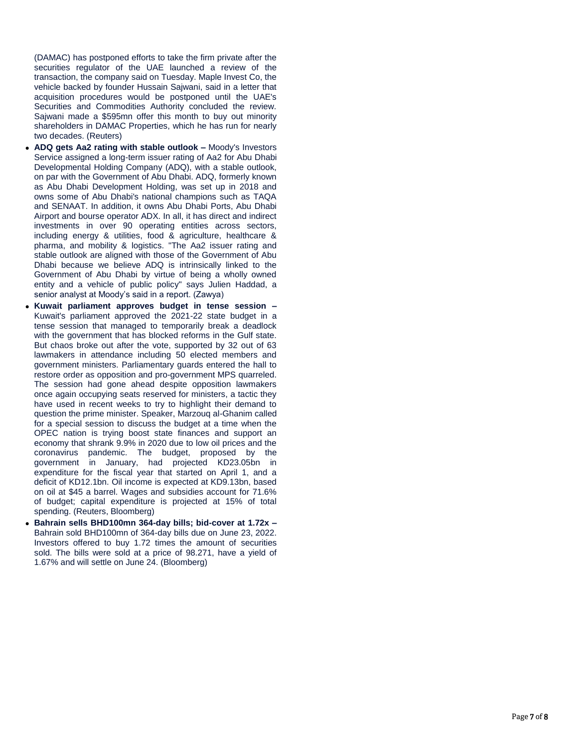(DAMAC) has postponed efforts to take the firm private after the securities regulator of the UAE launched a review of the transaction, the company said on Tuesday. Maple Invest Co, the vehicle backed by founder Hussain Sajwani, said in a letter that acquisition procedures would be postponed until the UAE's Securities and Commodities Authority concluded the review. Sajwani made a $595mn offer this month to buy out minority shareholders in DAMAC Properties, which he has run for nearly two decades. (Reuters)

- **ADQ gets Aa2 rating with stable outlook –** Moody's Investors Service assigned a long-term issuer rating of Aa2 for Abu Dhabi Developmental Holding Company (ADQ), with a stable outlook, on par with the Government of Abu Dhabi. ADQ, formerly known as Abu Dhabi Development Holding, was set up in 2018 and owns some of Abu Dhabi's national champions such as TAQA and SENAAT. In addition, it owns Abu Dhabi Ports, Abu Dhabi Airport and bourse operator ADX. In all, it has direct and indirect investments in over 90 operating entities across sectors, including energy & utilities, food & agriculture, healthcare & pharma, and mobility & logistics. "The Aa2 issuer rating and stable outlook are aligned with those of the Government of Abu Dhabi because we believe ADQ is intrinsically linked to the Government of Abu Dhabi by virtue of being a wholly owned entity and a vehicle of public policy" says Julien Haddad, a senior analyst at Moody's said in a report. (Zawya)
- **Kuwait parliament approves budget in tense session –** Kuwait's parliament approved the 2021-22 state budget in a tense session that managed to temporarily break a deadlock with the government that has blocked reforms in the Gulf state. But chaos broke out after the vote, supported by 32 out of 63 lawmakers in attendance including 50 elected members and government ministers. Parliamentary guards entered the hall to restore order as opposition and pro-government MPS quarreled. The session had gone ahead despite opposition lawmakers once again occupying seats reserved for ministers, a tactic they have used in recent weeks to try to highlight their demand to question the prime minister. Speaker, Marzouq al-Ghanim called for a special session to discuss the budget at a time when the OPEC nation is trying boost state finances and support an economy that shrank 9.9% in 2020 due to low oil prices and the coronavirus pandemic. The budget, proposed by the government in January, had projected KD23.05bn in expenditure for the fiscal year that started on April 1, and a deficit of KD12.1bn. Oil income is expected at KD9.13bn, based on oil at $45 a barrel. Wages and subsidies account for 71.6% of budget; capital expenditure is projected at 15% of total spending. (Reuters, Bloomberg)
- **Bahrain sells BHD100mn 364-day bills; bid-cover at 1.72x –** Bahrain sold BHD100mn of 364-day bills due on June 23, 2022. Investors offered to buy 1.72 times the amount of securities sold. The bills were sold at a price of 98.271, have a yield of 1.67% and will settle on June 24. (Bloomberg)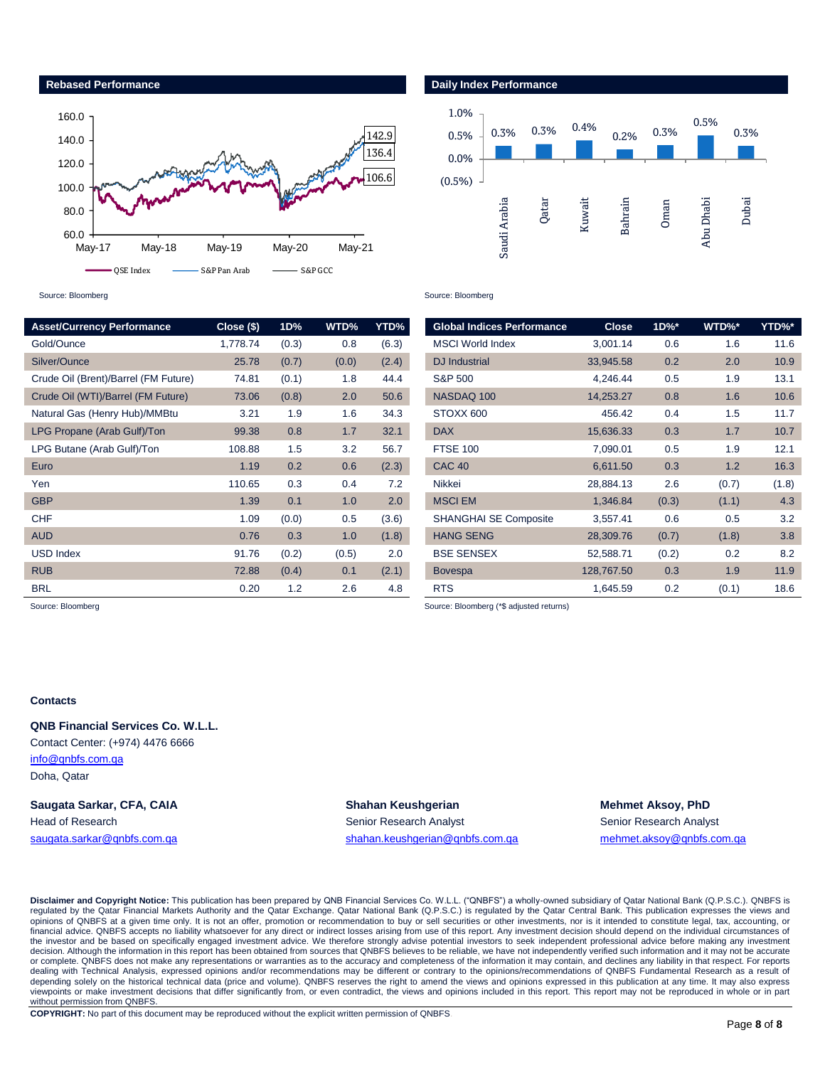## Rebased Performance

160.0
140.0
120.0
100.0
80.0
60.0

May-17 May-18 May-19 May-20 May-21

142.9
136.4
106.6

QSE Index S&P Pan Arab S&P GCC

Source: Bloomberg

## Daily Index Performance

1.0%
0.5%
0.0%
(0.5%)

0.3% 0.3% 0.4% 0.2% 0.3% 0.5% 0.3%

Saudi Arabia Qatar Kuwait Bahrain Oman Abu Dhabi Dubai

Source: Bloomberg

| Asset/Currency Performance | Close ($) | 1D% | WTD% | YTD% |
|---|---|---|---|---|
| Gold/Ounce | 1,778.74 | (0.3) | 0.8 | (6.3) |
| Silver/Ounce | 25.78 | (0.7) | (0.0) | (2.4) |
| Crude Oil (Brent)/Barrel (FM Future) | 74.81 | (0.1) | 1.8 | 44.4 |
| Crude Oil (WTI)/Barrel (FM Future) | 73.06 | (0.8) | 2.0 | 50.6 |
| Natural Gas (Henry Hub)/MMBtu | 3.21 | 1.9 | 1.6 | 34.3 |
| LPG Propane (Arab Gulf)/Ton | 99.38 | 0.8 | 1.7 | 32.1 |
| LPG Butane (Arab Gulf)/Ton | 108.88 | 1.5 | 3.2 | 56.7 |
| Euro | 1.19 | 0.2 | 0.6 | (2.3) |
| Yen | 110.65 | 0.3 | 0.4 | 7.2 |
| GBP | 1.39 | 0.1 | 1.0 | 2.0 |
| CHF | 1.09 | (0.0) | 0.5 | (3.6) |
| AUD | 0.76 | 0.3 | 1.0 | (1.8) |
| USD Index | 91.76 | (0.2) | (0.5) | 2.0 |
| RUB | 72.88 | (0.4) | 0.1 | (2.1) |
| BRL | 0.20 | 1.2 | 2.6 | 4.8 |

Source: Bloomberg

| Global Indices Performance | Close | 1D%* | WTD%* | YTD%* |
|---|---|---|---|---|
| MSCI World Index | 3,001.14 | 0.6 | 1.6 | 11.6 |
| DJ Industrial | 33,945.58 | 0.2 | 2.0 | 10.9 |
| S&P 500 | 4,246.44 | 0.5 | 1.9 | 13.1 |
| NASDAQ 100 | 14,253.27 | 0.8 | 1.6 | 10.6 |
| STOXX 600 | 456.42 | 0.4 | 1.5 | 11.7 |
| DAX | 15,636.33 | 0.3 | 1.7 | 10.7 |
| FTSE 100 | 7,090.01 | 0.5 | 1.9 | 12.1 |
| CAC 40 | 6,611.50 | 0.3 | 1.2 | 16.3 |
| Nikkei | 28,884.13 | 2.6 | (0.7) | (1.8) |
| MSCI EM | 1,346.84 | (0.3) | (1.1) | 4.3 |
| SHANGHAI SE Composite | 3,557.41 | 0.6 | 0.5 | 3.2 |
| HANG SENG | 28,309.76 | (0.7) | (1.8) | 3.8 |
| BSE SENSEX | 52,588.71 | (0.2) | 0.2 | 8.2 |
| Bovespa | 128,767.50 | 0.3 | 1.9 | 11.9 |
| RTS | 1,645.59 | 0.2 | (0.1) | 18.6 |

Source: Bloomberg (*$ adjusted returns)

**Contacts**

**QNB Financial Services Co. W.L.L.**
Contact Center: (+974) 4476 6666
info@qnbfs.com.qa
Doha, Qatar

**Saugata Sarkar, CFA, CAIA**
Head of Research
saugata.sarkar@qnbfs.com.qa

**Shahan Keushgerian**
Senior Research Analyst
shahan.keushgerian@qnbfs.com.qa

**Mehmet Aksoy, PhD**
Senior Research Analyst
mehmet.aksoy@qnbfs.com.qa

**Disclaimer and Copyright Notice:** This publication has been prepared by QNB Financial Services Co. W.L.L. ("QNBFS") a wholly-owned subsidiary of Qatar National Bank (Q.P.S.C.). QNBFS is regulated by the Qatar Financial Markets Authority and the Qatar Exchange. Qatar National Bank (Q.P.S.C.) is regulated by the Qatar Central Bank. This publication expresses the views and opinions of QNBFS at a given time only. It is not an offer, promotion or recommendation to buy or sell securities or other investments, nor is it intended to constitute legal, tax, accounting, or financial advice. QNBFS accepts no liability whatsoever for any direct or indirect losses arising from use of this report. Any investment decision should depend on the individual circumstances of the investor and be based on specifically engaged investment advice. We therefore strongly advise potential investors to seek independent professional advice before making any investment decision. Although the information in this report has been obtained from sources that QNBFS believes to be reliable, we have not independently verified such information and it may not be accurate or complete. QNBFS does not make any representations or warranties as to the accuracy and completeness of the information it may contain, and declines any liability in that respect. For reports dealing with Technical Analysis, expressed opinions and/or recommendations may be different or contrary to the opinions/recommendations of QNBFS Fundamental Research as a result of depending solely on the historical technical data (price and volume). QNBFS reserves the right to amend the views and opinions expressed in this publication at any time. It may also express viewpoints or make investment decisions that differ significantly from, or even contradict, the views and opinions included in this report. This report may not be reproduced in whole or in part without permission from QNBFS.

**COPYRIGHT:** No part of this document may be reproduced without the explicit written permission of QNBFS